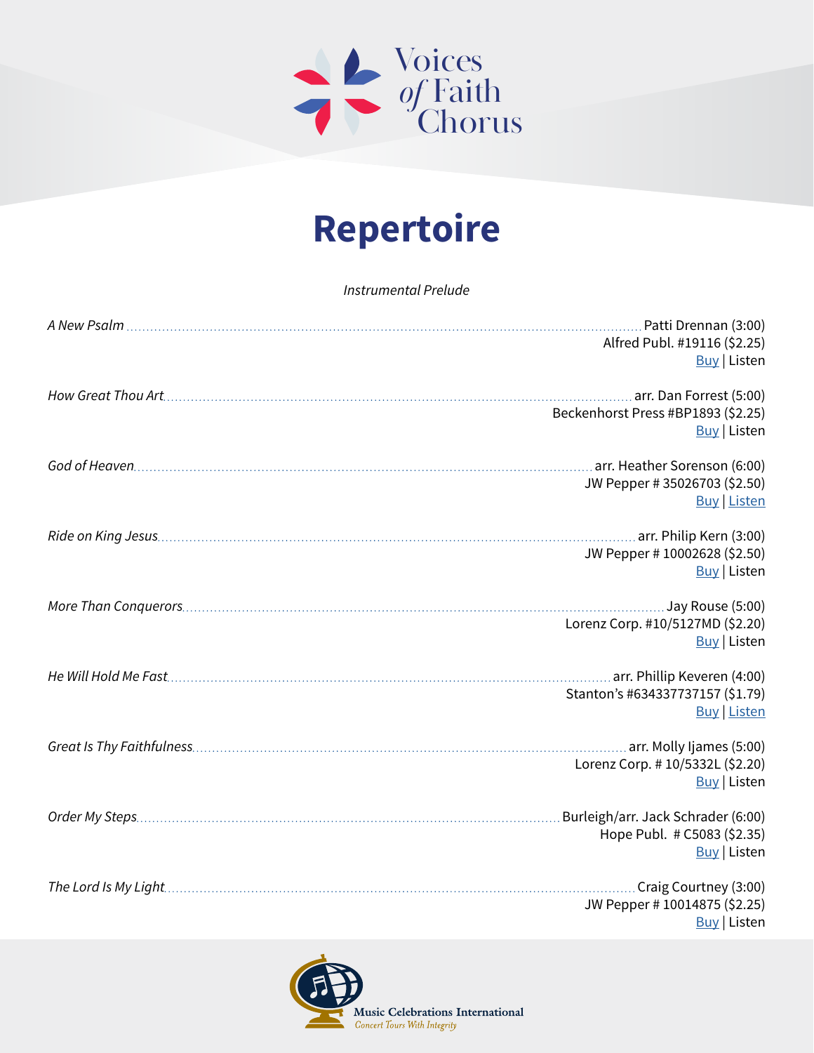Voices of Faith Chorus

# Repertoire

*Instrumental Prelude*

*A New Psalm* ........ Patti Drennan (3:00)
Alfred Publ. #19116 ($2.25)
Buy | Listen

*How Great Thou Art* ........ arr. Dan Forrest (5:00)
Beckenhorst Press #BP1893 ($2.25)
Buy | Listen

*God of Heaven* ........ arr. Heather Sorenson (6:00)
JW Pepper # 35026703 ($2.50)
Buy | Listen

*Ride on King Jesus* ........ arr. Philip Kern (3:00)
JW Pepper # 10002628 ($2.50)
Buy | Listen

*More Than Conquerors* ........ Jay Rouse (5:00)
Lorenz Corp. #10/5127MD ($2.20)
Buy | Listen

*He Will Hold Me Fast* ........ arr. Phillip Keveren (4:00)
Stanton's #634337737157 ($1.79)
Buy | Listen

*Great Is Thy Faithfulness* ........ arr. Molly Ijames (5:00)
Lorenz Corp. # 10/5332L ($2.20)
Buy | Listen

*Order My Steps* ........ Burleigh/arr. Jack Schrader (6:00)
Hope Publ. # C5083 ($2.35)
Buy | Listen

*The Lord Is My Light* ........ Craig Courtney (3:00)
JW Pepper # 10014875 ($2.25)
Buy | Listen

Music Celebrations International
Concert Tours With Integrity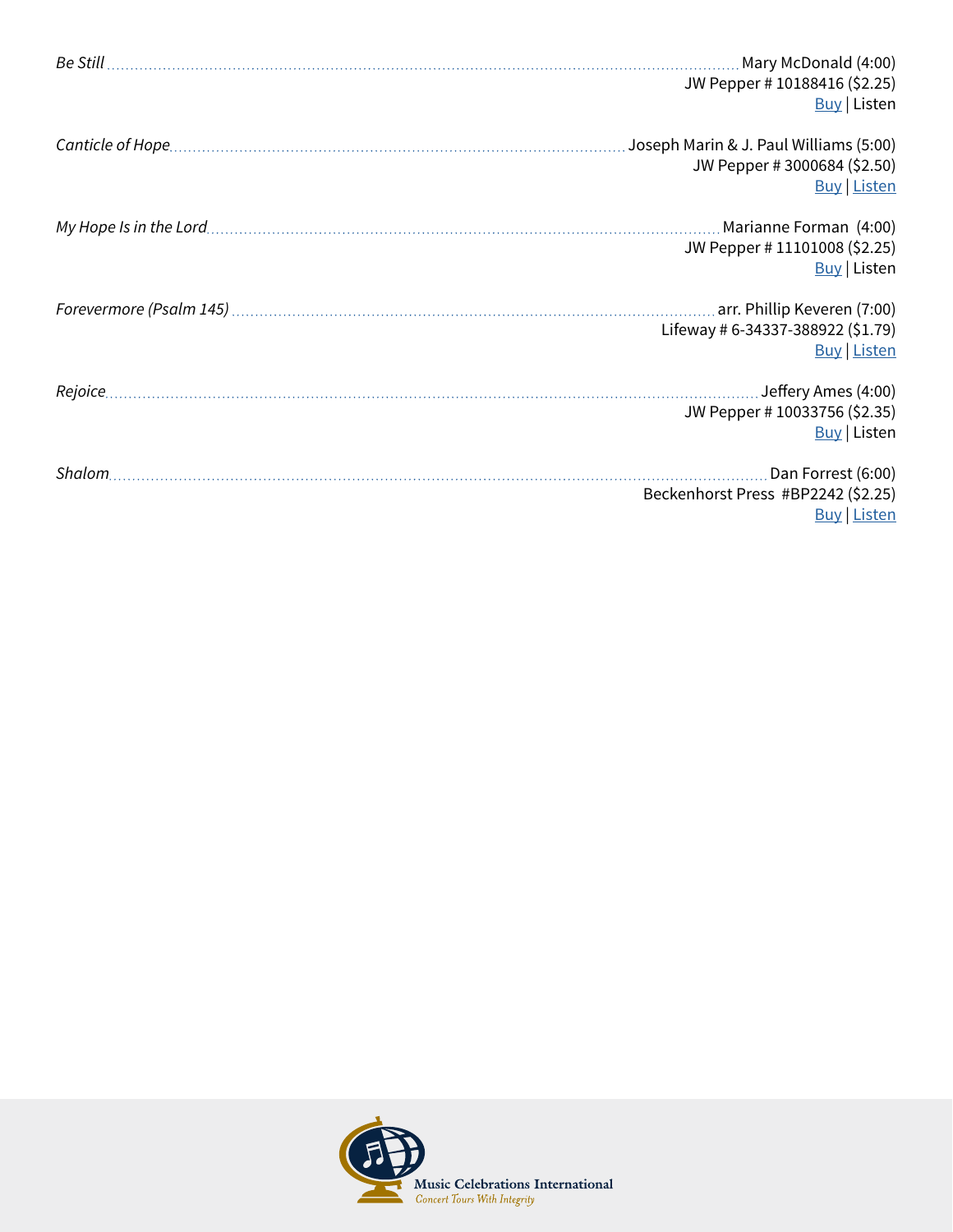*Be Still* ........ Mary McDonald (4:00)
JW Pepper # 10188416 ($2.25)
Buy | Listen

*Canticle of Hope* ........ Joseph Marin & J. Paul Williams (5:00)
JW Pepper # 3000684 ($2.50)
Buy | Listen

*My Hope Is in the Lord* ........ Marianne Forman (4:00)
JW Pepper # 11101008 ($2.25)
Buy | Listen

*Forevermore (Psalm 145)* ........ arr. Phillip Keveren (7:00)
Lifeway # 6-34337-388922 ($1.79)
Buy | Listen

*Rejoice* ........ Jeffery Ames (4:00)
JW Pepper # 10033756 ($2.35)
Buy | Listen

*Shalom* ........ Dan Forrest (6:00)
Beckenhorst Press #BP2242 ($2.25)
Buy | Listen

Music Celebrations International
*Concert Tours With Integrity*